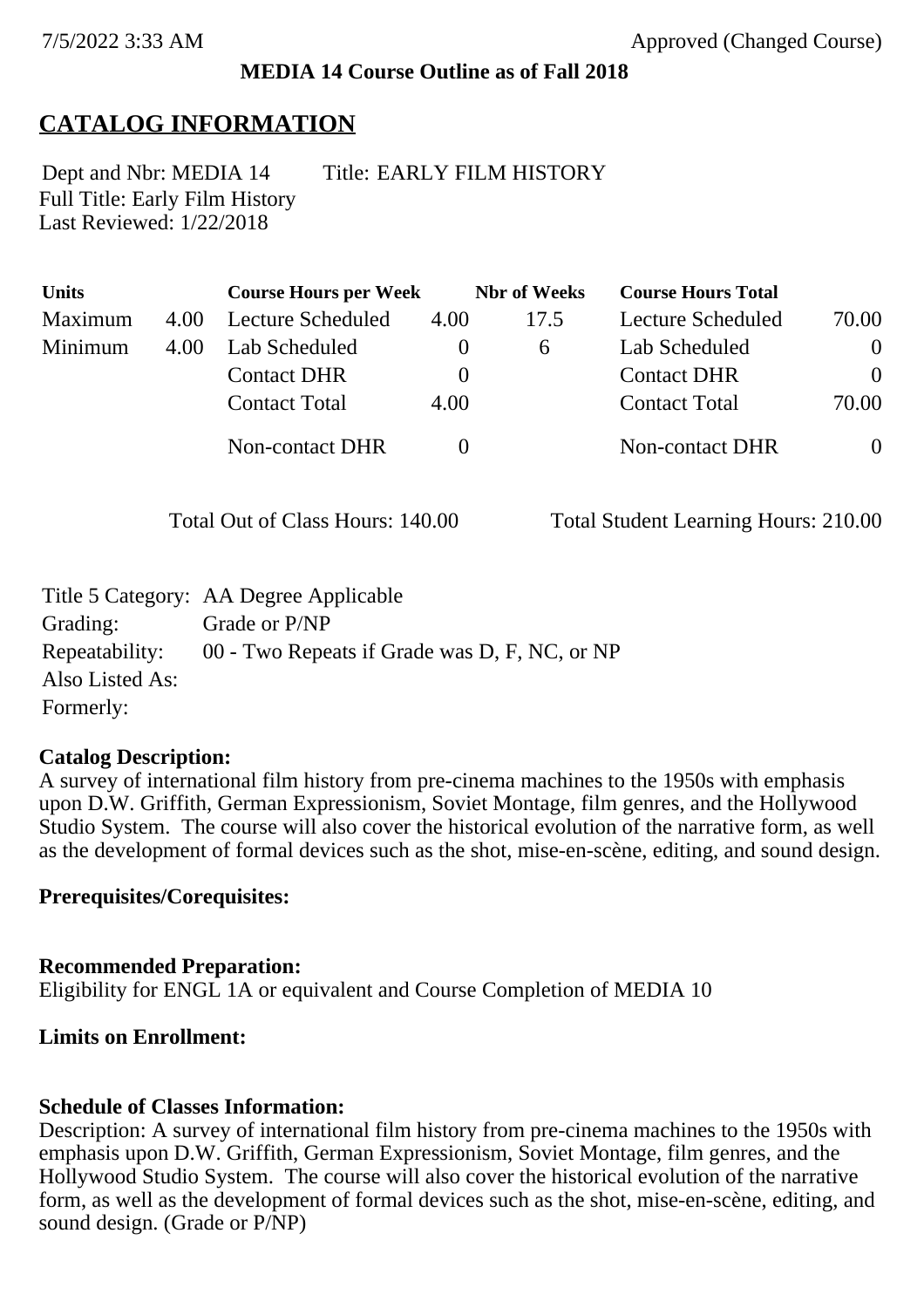**MEDIA 14 Course Outline as of Fall 2018**

## CATALOG INFORMATION

Dept and Nbr: MEDIA 14 Title: EARLY FILM HISTORY
Full Title: Early Film History
Last Reviewed: 1/22/2018

| Units | | Course Hours per Week | | Nbr of Weeks | Course Hours Total | |
|---|---|---|---|---|---|---|
| Maximum | 4.00 | Lecture Scheduled | 4.00 | 17.5 | Lecture Scheduled | 70.00 |
| Minimum | 4.00 | Lab Scheduled | 0 | 6 | Lab Scheduled | 0 |
| | | Contact DHR | 0 | | Contact DHR | 0 |
| | | Contact Total | 4.00 | | Contact Total | 70.00 |
| | | Non-contact DHR | 0 | | Non-contact DHR | 0 |

Total Out of Class Hours: 140.00 Total Student Learning Hours: 210.00

Title 5 Category: AA Degree Applicable
Grading: Grade or P/NP
Repeatability: 00 - Two Repeats if Grade was D, F, NC, or NP
Also Listed As:
Formerly:

**Catalog Description:**
A survey of international film history from pre-cinema machines to the 1950s with emphasis upon D.W. Griffith, German Expressionism, Soviet Montage, film genres, and the Hollywood Studio System. The course will also cover the historical evolution of the narrative form, as well as the development of formal devices such as the shot, mise-en-scène, editing, and sound design.

**Prerequisites/Corequisites:**

**Recommended Preparation:**
Eligibility for ENGL 1A or equivalent and Course Completion of MEDIA 10

**Limits on Enrollment:**

**Schedule of Classes Information:**
Description: A survey of international film history from pre-cinema machines to the 1950s with emphasis upon D.W. Griffith, German Expressionism, Soviet Montage, film genres, and the Hollywood Studio System. The course will also cover the historical evolution of the narrative form, as well as the development of formal devices such as the shot, mise-en-scène, editing, and sound design. (Grade or P/NP)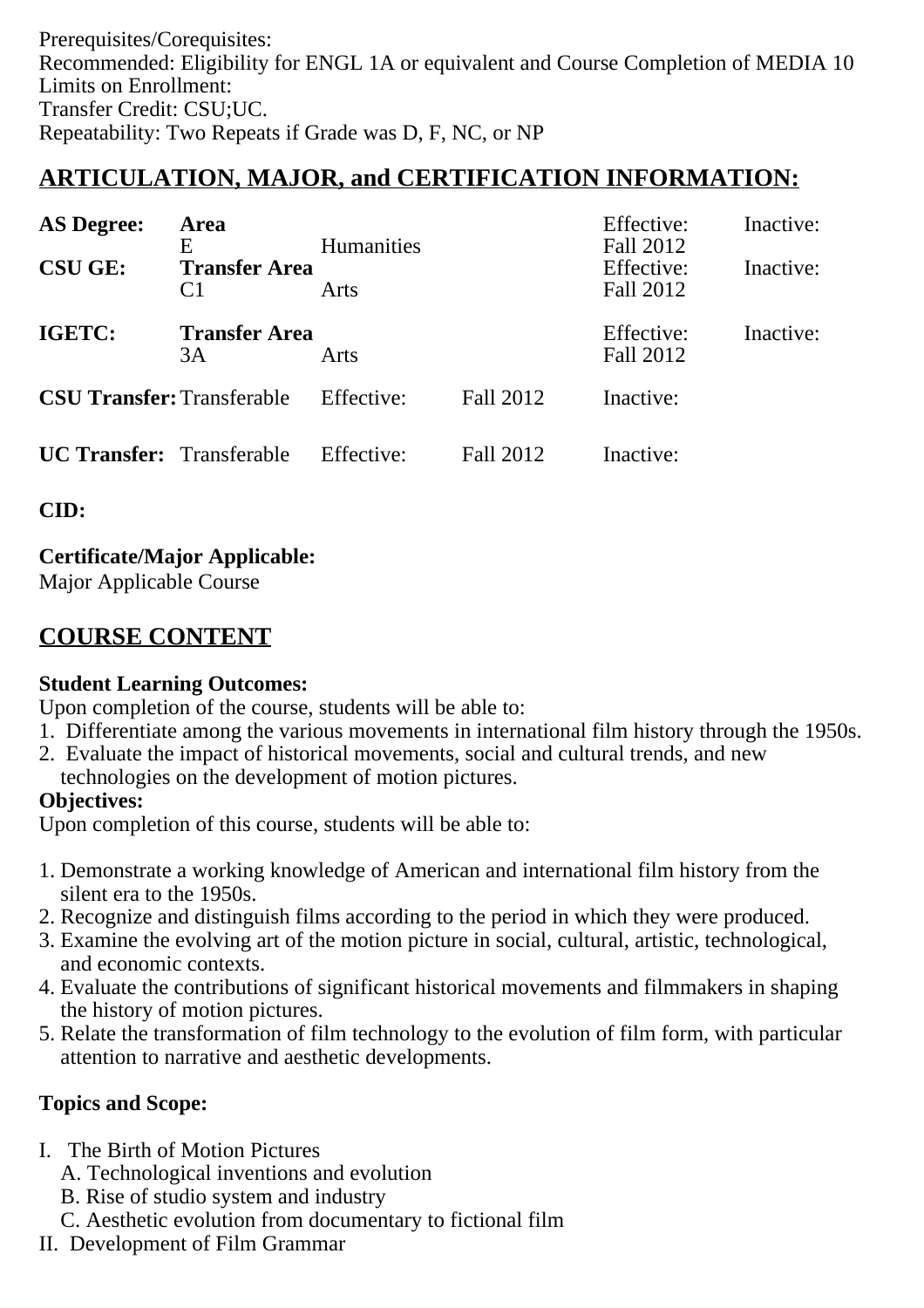Prerequisites/Corequisites:
Recommended: Eligibility for ENGL 1A or equivalent and Course Completion of MEDIA 10
Limits on Enrollment:
Transfer Credit: CSU;UC.
Repeatability: Two Repeats if Grade was D, F, NC, or NP

## ARTICULATION, MAJOR, and CERTIFICATION INFORMATION:

| | | | | | |
|---|---|---|---|---|---|
| **AS Degree:** | **Area** | | | Effective: | Inactive: |
| | E | Humanities | | Fall 2012 | |
| **CSU GE:** | **Transfer Area** | | | Effective: | Inactive: |
| | C1 | Arts | | Fall 2012 | |
| **IGETC:** | **Transfer Area** | | | Effective: | Inactive: |
| | 3A | Arts | | Fall 2012 | |
| **CSU Transfer:** | Transferable | Effective: | Fall 2012 | Inactive: | |
| **UC Transfer:** | Transferable | Effective: | Fall 2012 | Inactive: | |

**CID:**

**Certificate/Major Applicable:**
Major Applicable Course

## COURSE CONTENT

**Student Learning Outcomes:**
Upon completion of the course, students will be able to:
1. Differentiate among the various movements in international film history through the 1950s.
2. Evaluate the impact of historical movements, social and cultural trends, and new technologies on the development of motion pictures.

**Objectives:**
Upon completion of this course, students will be able to:

1. Demonstrate a working knowledge of American and international film history from the silent era to the 1950s.
2. Recognize and distinguish films according to the period in which they were produced.
3. Examine the evolving art of the motion picture in social, cultural, artistic, technological, and economic contexts.
4. Evaluate the contributions of significant historical movements and filmmakers in shaping the history of motion pictures.
5. Relate the transformation of film technology to the evolution of film form, with particular attention to narrative and aesthetic developments.

**Topics and Scope:**

I. The Birth of Motion Pictures
   A. Technological inventions and evolution
   B. Rise of studio system and industry
   C. Aesthetic evolution from documentary to fictional film
II. Development of Film Grammar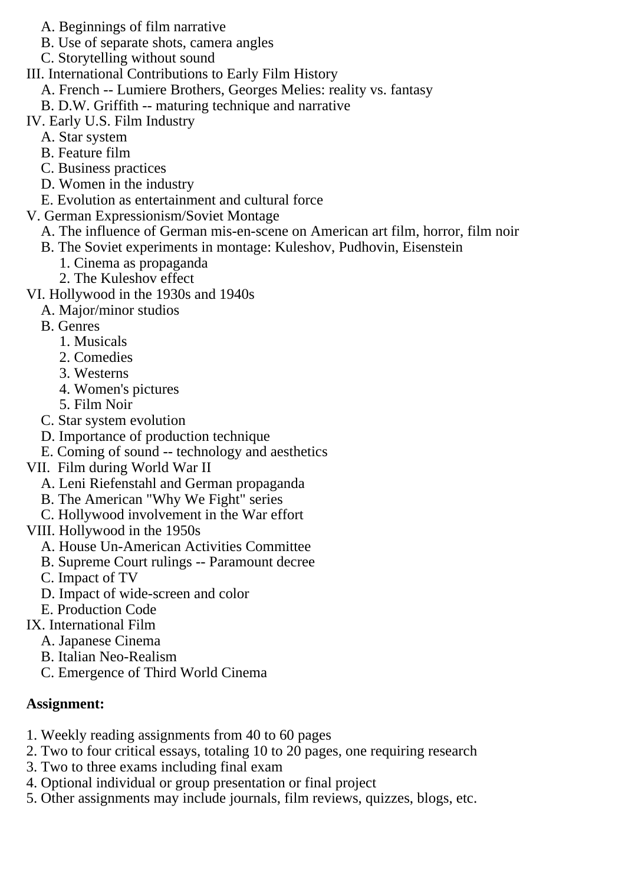A. Beginnings of film narrative
   B. Use of separate shots, camera angles
   C. Storytelling without sound

III. International Contributions to Early Film History
   A. French -- Lumiere Brothers, Georges Melies: reality vs. fantasy
   B. D.W. Griffith -- maturing technique and narrative

IV. Early U.S. Film Industry
   A. Star system
   B. Feature film
   C. Business practices
   D. Women in the industry
   E. Evolution as entertainment and cultural force

V. German Expressionism/Soviet Montage
   A. The influence of German mis-en-scene on American art film, horror, film noir
   B. The Soviet experiments in montage: Kuleshov, Pudhovin, Eisenstein
      1. Cinema as propaganda
      2. The Kuleshov effect

VI. Hollywood in the 1930s and 1940s
   A. Major/minor studios
   B. Genres
      1. Musicals
      2. Comedies
      3. Westerns
      4. Women's pictures
      5. Film Noir
   C. Star system evolution
   D. Importance of production technique
   E. Coming of sound -- technology and aesthetics

VII. Film during World War II
   A. Leni Riefenstahl and German propaganda
   B. The American "Why We Fight" series
   C. Hollywood involvement in the War effort

VIII. Hollywood in the 1950s
   A. House Un-American Activities Committee
   B. Supreme Court rulings -- Paramount decree
   C. Impact of TV
   D. Impact of wide-screen and color
   E. Production Code

IX. International Film
   A. Japanese Cinema
   B. Italian Neo-Realism
   C. Emergence of Third World Cinema

**Assignment:**

1. Weekly reading assignments from 40 to 60 pages
2. Two to four critical essays, totaling 10 to 20 pages, one requiring research
3. Two to three exams including final exam
4. Optional individual or group presentation or final project
5. Other assignments may include journals, film reviews, quizzes, blogs, etc.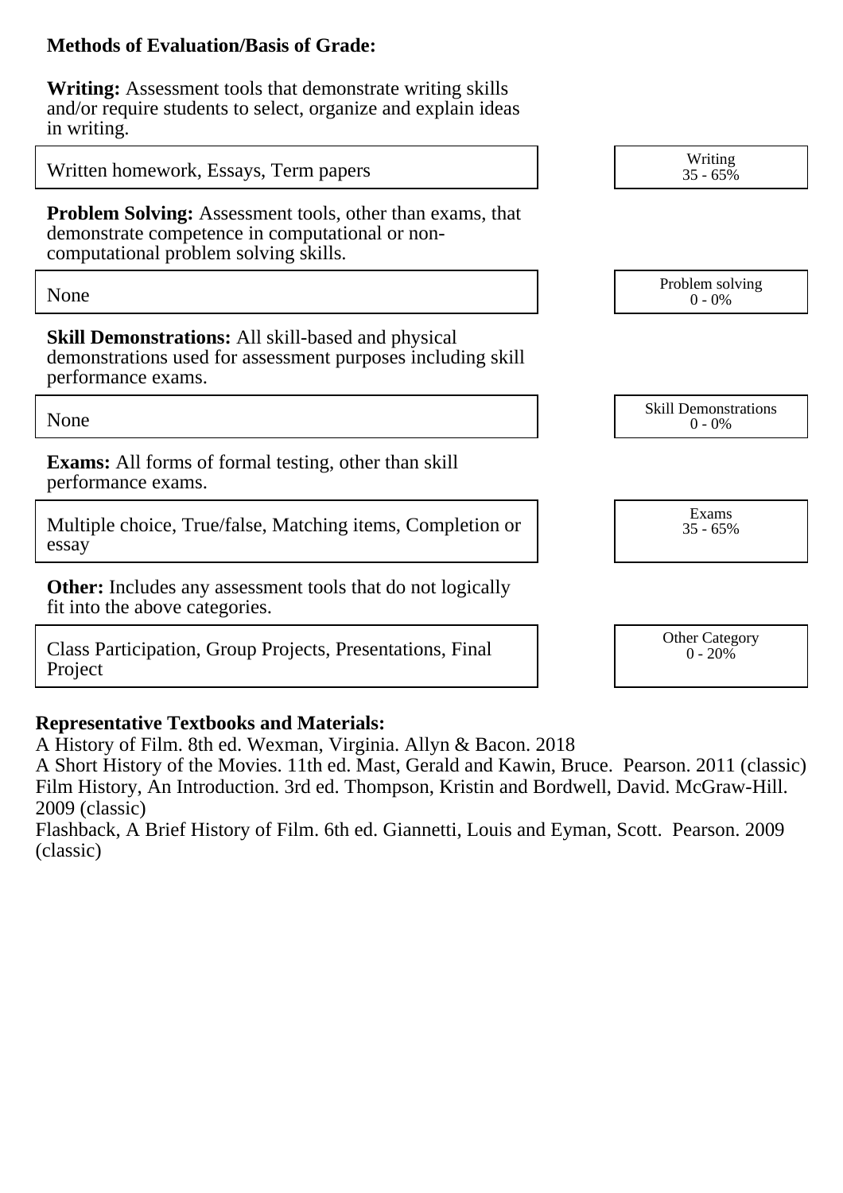**Methods of Evaluation/Basis of Grade:**

**Writing:** Assessment tools that demonstrate writing skills and/or require students to select, organize and explain ideas in writing.

| | |
|---|---|
| Written homework, Essays, Term papers | Writing<br>35 - 65% |

**Problem Solving:** Assessment tools, other than exams, that demonstrate competence in computational or non-computational problem solving skills.

| | |
|---|---|
| None | Problem solving<br>0 - 0% |

**Skill Demonstrations:** All skill-based and physical demonstrations used for assessment purposes including skill performance exams.

| | |
|---|---|
| None | Skill Demonstrations<br>0 - 0% |

**Exams:** All forms of formal testing, other than skill performance exams.

| | |
|---|---|
| Multiple choice, True/false, Matching items, Completion or essay | Exams<br>35 - 65% |

**Other:** Includes any assessment tools that do not logically fit into the above categories.

| | |
|---|---|
| Class Participation, Group Projects, Presentations, Final Project | Other Category<br>0 - 20% |

**Representative Textbooks and Materials:**

A History of Film. 8th ed. Wexman, Virginia. Allyn & Bacon. 2018
A Short History of the Movies. 11th ed. Mast, Gerald and Kawin, Bruce. Pearson. 2011 (classic)
Film History, An Introduction. 3rd ed. Thompson, Kristin and Bordwell, David. McGraw-Hill. 2009 (classic)
Flashback, A Brief History of Film. 6th ed. Giannetti, Louis and Eyman, Scott. Pearson. 2009 (classic)